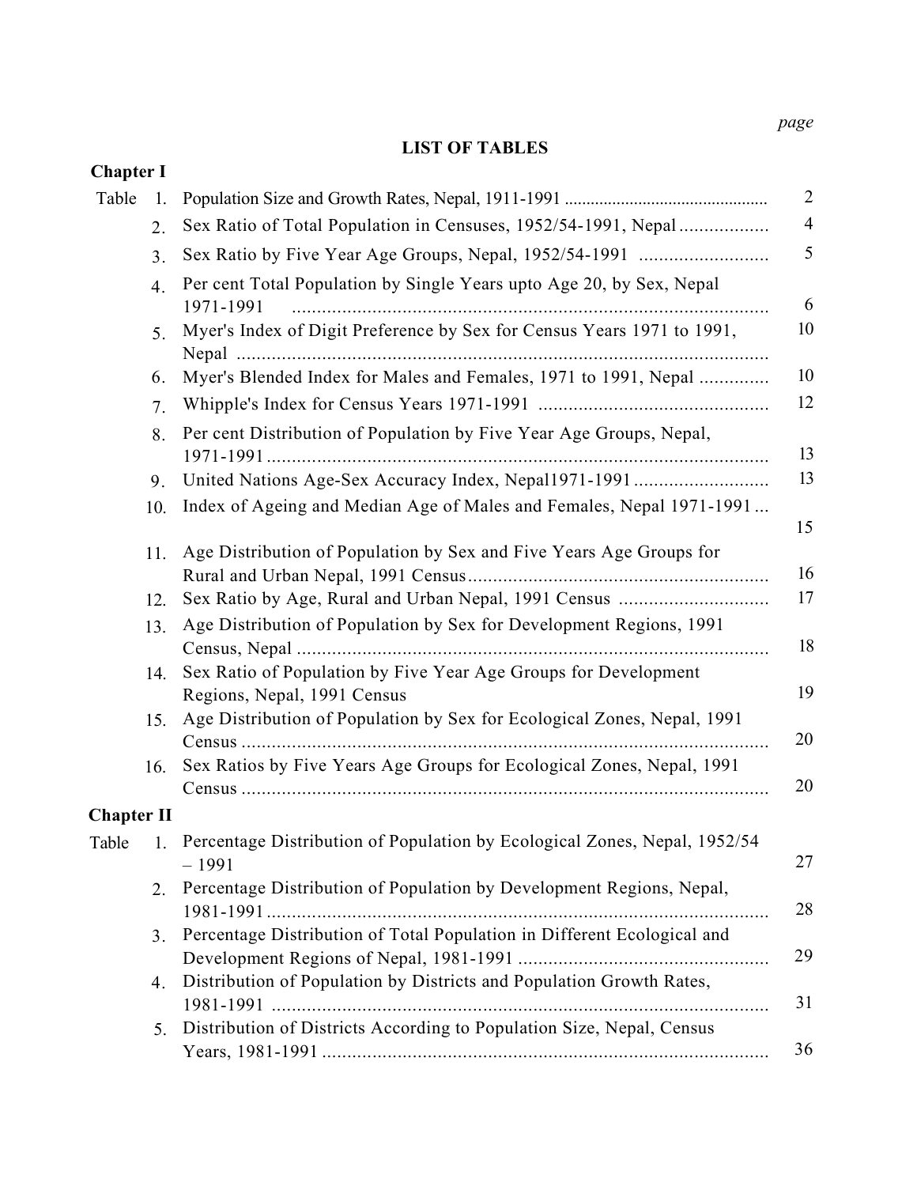# LIST OF TABLES

page

## Chapter I

| Table | | page |
|---|---|---|
| Table 1. | Population Size and Growth Rates, Nepal, 1911-1991 | 2 |
| 2. | Sex Ratio of Total Population in Censuses, 1952/54-1991, Nepal | 4 |
| 3. | Sex Ratio by Five Year Age Groups, Nepal, 1952/54-1991 | 5 |
| 4. | Per cent Total Population by Single Years upto Age 20, by Sex, Nepal 1971-1991 | 6 |
| 5. | Myer's Index of Digit Preference by Sex for Census Years 1971 to 1991, Nepal | 10 |
| 6. | Myer's Blended Index for Males and Females, 1971 to 1991, Nepal | 10 |
| 7. | Whipple's Index for Census Years 1971-1991 | 12 |
| 8. | Per cent Distribution of Population by Five Year Age Groups, Nepal, 1971-1991 | 13 |
| 9. | United Nations Age-Sex Accuracy Index, Nepal1971-1991 | 13 |
| 10. | Index of Ageing and Median Age of Males and Females, Nepal 1971-1991 | 15 |
| 11. | Age Distribution of Population by Sex and Five Years Age Groups for Rural and Urban Nepal, 1991 Census | 16 |
| 12. | Sex Ratio by Age, Rural and Urban Nepal, 1991 Census | 17 |
| 13. | Age Distribution of Population by Sex for Development Regions, 1991 Census, Nepal | 18 |
| 14. | Sex Ratio of Population by Five Year Age Groups for Development Regions, Nepal, 1991 Census | 19 |
| 15. | Age Distribution of Population by Sex for Ecological Zones, Nepal, 1991 Census | 20 |
| 16. | Sex Ratios by Five Years Age Groups for Ecological Zones, Nepal, 1991 Census | 20 |

## Chapter II

| Table | | page |
|---|---|---|
| Table 1. | Percentage Distribution of Population by Ecological Zones, Nepal, 1952/54 – 1991 | 27 |
| 2. | Percentage Distribution of Population by Development Regions, Nepal, 1981-1991 | 28 |
| 3. | Percentage Distribution of Total Population in Different Ecological and Development Regions of Nepal, 1981-1991 | 29 |
| 4. | Distribution of Population by Districts and Population Growth Rates, 1981-1991 | 31 |
| 5. | Distribution of Districts According to Population Size, Nepal, Census Years, 1981-1991 | 36 |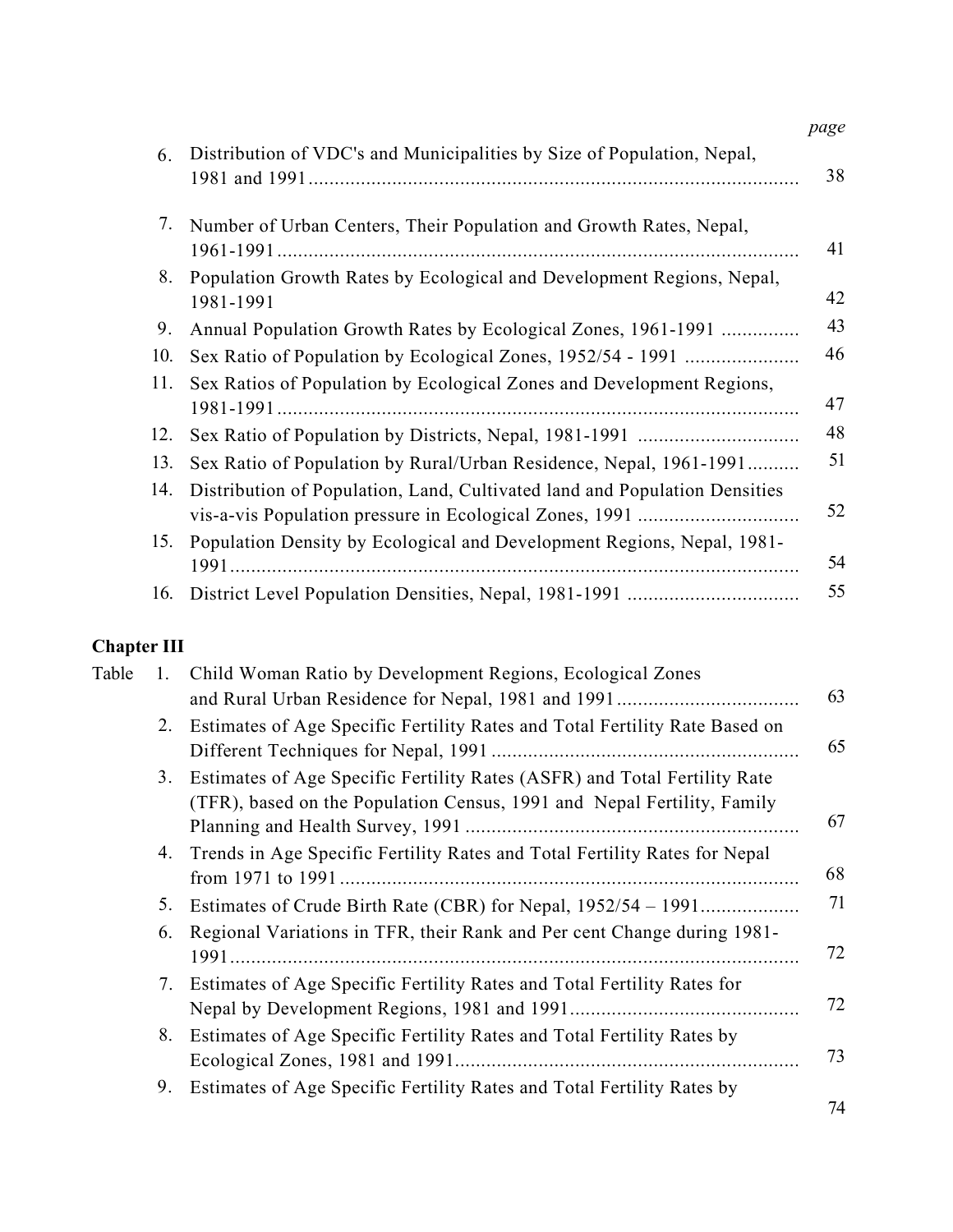| | | | page |
|---|---|---|---|
| | 6. | Distribution of VDC's and Municipalities by Size of Population, Nepal, 1981 and 1991 ............................................................................................. | 38 |
| | 7. | Number of Urban Centers, Their Population and Growth Rates, Nepal, 1961-1991 ................................................................................................... | 41 |
| | 8. | Population Growth Rates by Ecological and Development Regions, Nepal, 1981-1991 | 42 |
| | 9. | Annual Population Growth Rates by Ecological Zones, 1961-1991 .............. | 43 |
| | 10. | Sex Ratio of Population by Ecological Zones, 1952/54 - 1991 ..................... | 46 |
| | 11. | Sex Ratios of Population by Ecological Zones and Development Regions, 1981-1991 ................................................................................................... | 47 |
| | 12. | Sex Ratio of Population by Districts, Nepal, 1981-1991 .............................. | 48 |
| | 13. | Sex Ratio of Population by Rural/Urban Residence, Nepal, 1961-1991.......... | 51 |
| | 14. | Distribution of Population, Land, Cultivated land and Population Densities vis-a-vis Population pressure in Ecological Zones, 1991 .............................. | 52 |
| | 15. | Population Density by Ecological and Development Regions, Nepal, 1981-1991 ............................................................................................................ | 54 |
| | 16. | District Level Population Densities, Nepal, 1981-1991 ................................ | 55 |

**Chapter III**

| | | | |
|---|---|---|---|
| Table | 1. | Child Woman Ratio by Development Regions, Ecological Zones and Rural Urban Residence for Nepal, 1981 and 1991 .................................. | 63 |
| | 2. | Estimates of Age Specific Fertility Rates and Total Fertility Rate Based on Different Techniques for Nepal, 1991 .......................................................... | 65 |
| | 3. | Estimates of Age Specific Fertility Rates (ASFR) and Total Fertility Rate (TFR), based on the Population Census, 1991 and Nepal Fertility, Family Planning and Health Survey, 1991 ............................................................... | 67 |
| | 4. | Trends in Age Specific Fertility Rates and Total Fertility Rates for Nepal from 1971 to 1991 ....................................................................................... | 68 |
| | 5. | Estimates of Crude Birth Rate (CBR) for Nepal, 1952/54 – 1991.................. | 71 |
| | 6. | Regional Variations in TFR, their Rank and Per cent Change during 1981-1991 ............................................................................................................ | 72 |
| | 7. | Estimates of Age Specific Fertility Rates and Total Fertility Rates for Nepal by Development Regions, 1981 and 1991........................................... | 72 |
| | 8. | Estimates of Age Specific Fertility Rates and Total Fertility Rates by Ecological Zones, 1981 and 1991................................................................. | 73 |
| | 9. | Estimates of Age Specific Fertility Rates and Total Fertility Rates by | 74 |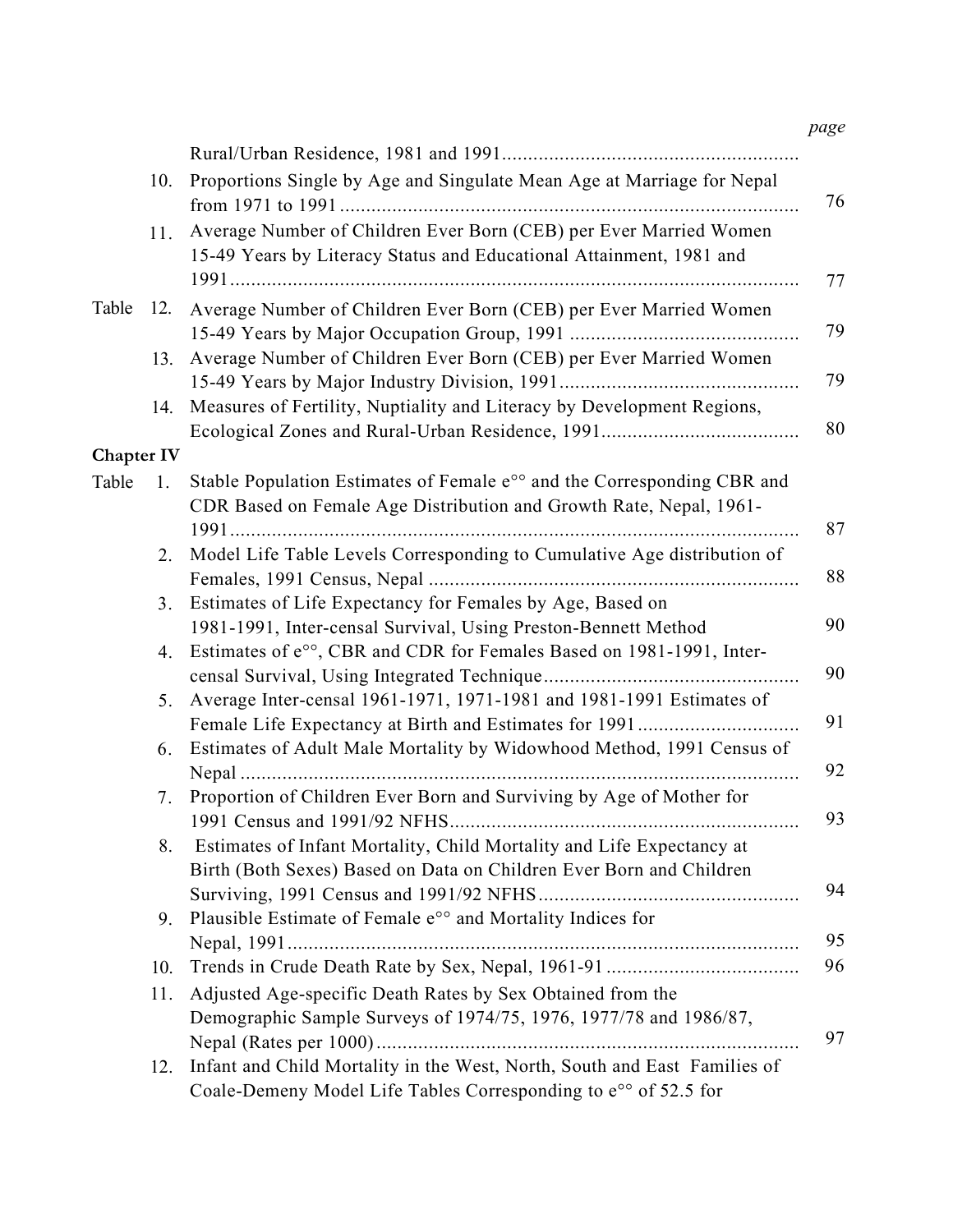| | | | page |
|---|---|---|---|
| | | Rural/Urban Residence, 1981 and 1991........................................................ | |
| | 10. | Proportions Single by Age and Singulate Mean Age at Marriage for Nepal from 1971 to 1991 ...................................................................................... | 76 |
| | 11. | Average Number of Children Ever Born (CEB) per Ever Married Women 15-49 Years by Literacy Status and Educational Attainment, 1981 and 1991............................................................................................................ | 77 |
| Table | 12. | Average Number of Children Ever Born (CEB) per Ever Married Women 15-49 Years by Major Occupation Group, 1991 ........................................... | 79 |
| | 13. | Average Number of Children Ever Born (CEB) per Ever Married Women 15-49 Years by Major Industry Division, 1991............................................. | 79 |
| | 14. | Measures of Fertility, Nuptiality and Literacy by Development Regions, Ecological Zones and Rural-Urban Residence, 1991..................................... | 80 |
| **Chapter IV** | | | |
| Table | 1. | Stable Population Estimates of Female e°° and the Corresponding CBR and CDR Based on Female Age Distribution and Growth Rate, Nepal, 1961-1991............................................................................................................ | 87 |
| | 2. | Model Life Table Levels Corresponding to Cumulative Age distribution of Females, 1991 Census, Nepal ...................................................................... | 88 |
| | 3. | Estimates of Life Expectancy for Females by Age, Based on 1981-1991, Inter-censal Survival, Using Preston-Bennett Method | 90 |
| | 4. | Estimates of e°°, CBR and CDR for Females Based on 1981-1991, Inter-censal Survival, Using Integrated Technique................................................ | 90 |
| | 5. | Average Inter-censal 1961-1971, 1971-1981 and 1981-1991 Estimates of Female Life Expectancy at Birth and Estimates for 1991.............................. | 91 |
| | 6. | Estimates of Adult Male Mortality by Widowhood Method, 1991 Census of Nepal ........................................................................................................... | 92 |
| | 7. | Proportion of Children Ever Born and Surviving by Age of Mother for 1991 Census and 1991/92 NFHS................................................................... | 93 |
| | 8. | Estimates of Infant Mortality, Child Mortality and Life Expectancy at Birth (Both Sexes) Based on Data on Children Ever Born and Children Surviving, 1991 Census and 1991/92 NFHS................................................. | 94 |
| | 9. | Plausible Estimate of Female e°° and Mortality Indices for Nepal, 1991................................................................................................. | 95 |
| | 10. | Trends in Crude Death Rate by Sex, Nepal, 1961-91 .................................... | 96 |
| | 11. | Adjusted Age-specific Death Rates by Sex Obtained from the Demographic Sample Surveys of 1974/75, 1976, 1977/78 and 1986/87, Nepal (Rates per 1000)................................................................................ | 97 |
| | 12. | Infant and Child Mortality in the West, North, South and East Families of Coale-Demeny Model Life Tables Corresponding to e°° of 52.5 for | |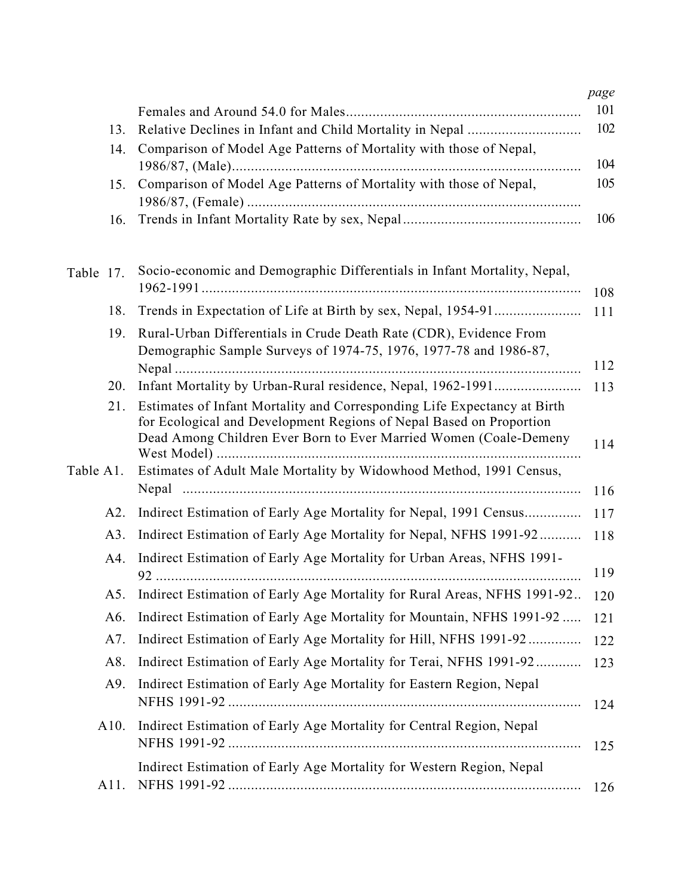| | | page |
|---|---|---|
| | Females and Around 54.0 for Males | 101 |
| 13. | Relative Declines in Infant and Child Mortality in Nepal | 102 |
| 14. | Comparison of Model Age Patterns of Mortality with those of Nepal, 1986/87, (Male) | 104 |
| 15. | Comparison of Model Age Patterns of Mortality with those of Nepal, 1986/87, (Female) | 105 |
| 16. | Trends in Infant Mortality Rate by sex, Nepal | 106 |

| | | |
|---|---|---|
| Table 17. | Socio-economic and Demographic Differentials in Infant Mortality, Nepal, 1962-1991 | 108 |
| 18. | Trends in Expectation of Life at Birth by sex, Nepal, 1954-91 | 111 |
| 19. | Rural-Urban Differentials in Crude Death Rate (CDR), Evidence From Demographic Sample Surveys of 1974-75, 1976, 1977-78 and 1986-87, Nepal | 112 |
| 20. | Infant Mortality by Urban-Rural residence, Nepal, 1962-1991 | 113 |
| 21. | Estimates of Infant Mortality and Corresponding Life Expectancy at Birth for Ecological and Development Regions of Nepal Based on Proportion Dead Among Children Ever Born to Ever Married Women (Coale-Demeny West Model) | 114 |
| Table A1. | Estimates of Adult Male Mortality by Widowhood Method, 1991 Census, Nepal | 116 |
| A2. | Indirect Estimation of Early Age Mortality for Nepal, 1991 Census | 117 |
| A3. | Indirect Estimation of Early Age Mortality for Nepal, NFHS 1991-92 | 118 |
| A4. | Indirect Estimation of Early Age Mortality for Urban Areas, NFHS 1991-92 | 119 |
| A5. | Indirect Estimation of Early Age Mortality for Rural Areas, NFHS 1991-92 | 120 |
| A6. | Indirect Estimation of Early Age Mortality for Mountain, NFHS 1991-92 | 121 |
| A7. | Indirect Estimation of Early Age Mortality for Hill, NFHS 1991-92 | 122 |
| A8. | Indirect Estimation of Early Age Mortality for Terai, NFHS 1991-92 | 123 |
| A9. | Indirect Estimation of Early Age Mortality for Eastern Region, Nepal NFHS 1991-92 | 124 |
| A10. | Indirect Estimation of Early Age Mortality for Central Region, Nepal NFHS 1991-92 | 125 |
| A11. | Indirect Estimation of Early Age Mortality for Western Region, Nepal NFHS 1991-92 | 126 |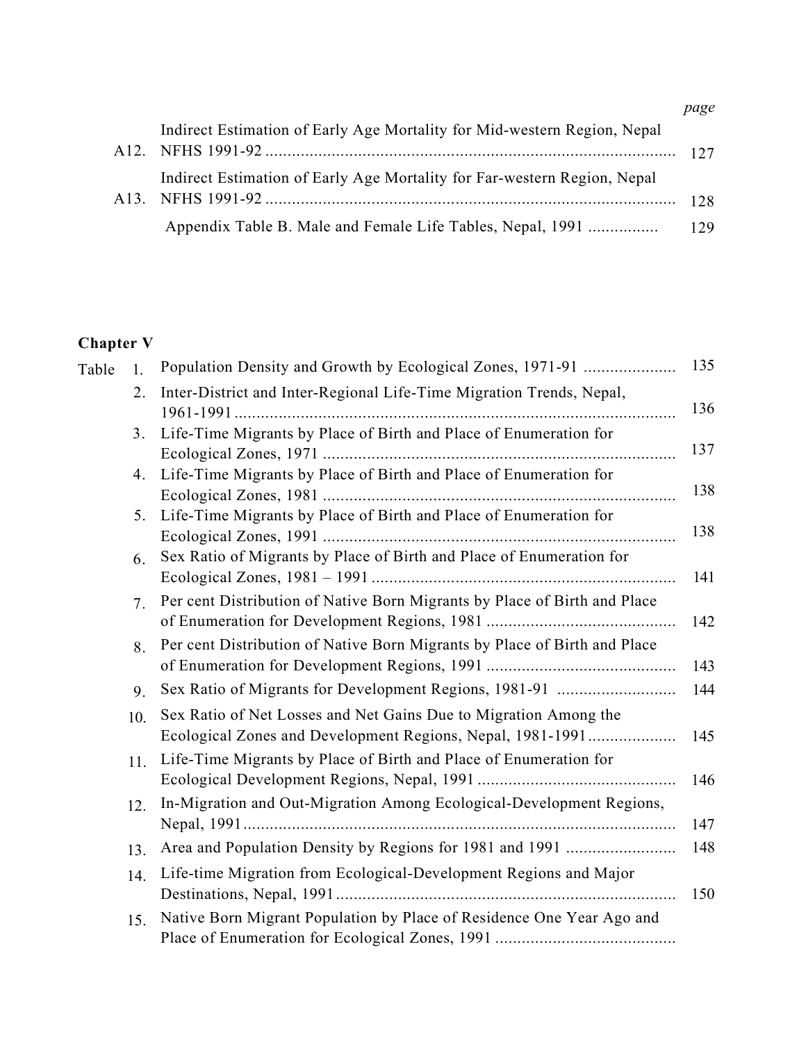| | | page |
|---|---|---|
| A12. | Indirect Estimation of Early Age Mortality for Mid-western Region, Nepal NFHS 1991-92 .......... | 127 |
| A13. | Indirect Estimation of Early Age Mortality for Far-western Region, Nepal NFHS 1991-92 .......... | 128 |
| | Appendix Table B. Male and Female Life Tables, Nepal, 1991 .......... | 129 |

**Chapter V**

| Table | | | |
|---|---|---|---|
| Table | 1. | Population Density and Growth by Ecological Zones, 1971-91 .......... | 135 |
| | 2. | Inter-District and Inter-Regional Life-Time Migration Trends, Nepal, 1961-1991 .......... | 136 |
| | 3. | Life-Time Migrants by Place of Birth and Place of Enumeration for Ecological Zones, 1971 .......... | 137 |
| | 4. | Life-Time Migrants by Place of Birth and Place of Enumeration for Ecological Zones, 1981 .......... | 138 |
| | 5. | Life-Time Migrants by Place of Birth and Place of Enumeration for Ecological Zones, 1991 .......... | 138 |
| | 6. | Sex Ratio of Migrants by Place of Birth and Place of Enumeration for Ecological Zones, 1981 – 1991 .......... | 141 |
| | 7. | Per cent Distribution of Native Born Migrants by Place of Birth and Place of Enumeration for Development Regions, 1981 .......... | 142 |
| | 8. | Per cent Distribution of Native Born Migrants by Place of Birth and Place of Enumeration for Development Regions, 1991 .......... | 143 |
| | 9. | Sex Ratio of Migrants for Development Regions, 1981-91 .......... | 144 |
| | 10. | Sex Ratio of Net Losses and Net Gains Due to Migration Among the Ecological Zones and Development Regions, Nepal, 1981-1991 .......... | 145 |
| | 11. | Life-Time Migrants by Place of Birth and Place of Enumeration for Ecological Development Regions, Nepal, 1991 .......... | 146 |
| | 12. | In-Migration and Out-Migration Among Ecological-Development Regions, Nepal, 1991 .......... | 147 |
| | 13. | Area and Population Density by Regions for 1981 and 1991 .......... | 148 |
| | 14. | Life-time Migration from Ecological-Development Regions and Major Destinations, Nepal, 1991 .......... | 150 |
| | 15. | Native Born Migrant Population by Place of Residence One Year Ago and Place of Enumeration for Ecological Zones, 1991 .......... | |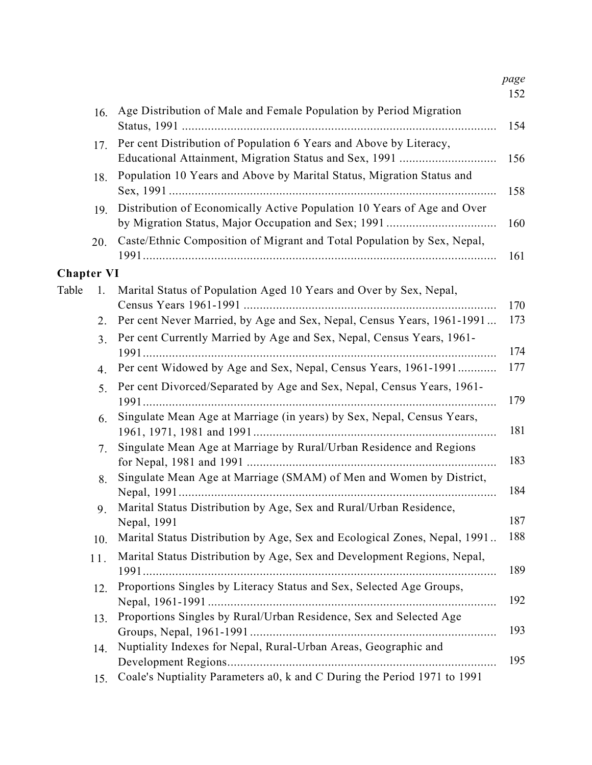*page*
152

| | | | |
|---|---|---|---|
| | 16. | Age Distribution of Male and Female Population by Period Migration Status, 1991 | 154 |
| | 17. | Per cent Distribution of Population 6 Years and Above by Literacy, Educational Attainment, Migration Status and Sex, 1991 | 156 |
| | 18. | Population 10 Years and Above by Marital Status, Migration Status and Sex, 1991 | 158 |
| | 19. | Distribution of Economically Active Population 10 Years of Age and Over by Migration Status, Major Occupation and Sex; 1991 | 160 |
| | 20. | Caste/Ethnic Composition of Migrant and Total Population by Sex, Nepal, 1991 | 161 |

**Chapter VI**

| | | | |
|---|---|---|---|
| Table | 1. | Marital Status of Population Aged 10 Years and Over by Sex, Nepal, Census Years 1961-1991 | 170 |
| | 2. | Per cent Never Married, by Age and Sex, Nepal, Census Years, 1961-1991 | 173 |
| | 3. | Per cent Currently Married by Age and Sex, Nepal, Census Years, 1961-1991 | 174 |
| | 4. | Per cent Widowed by Age and Sex, Nepal, Census Years, 1961-1991 | 177 |
| | 5. | Per cent Divorced/Separated by Age and Sex, Nepal, Census Years, 1961-1991 | 179 |
| | 6. | Singulate Mean Age at Marriage (in years) by Sex, Nepal, Census Years, 1961, 1971, 1981 and 1991 | 181 |
| | 7. | Singulate Mean Age at Marriage by Rural/Urban Residence and Regions for Nepal, 1981 and 1991 | 183 |
| | 8. | Singulate Mean Age at Marriage (SMAM) of Men and Women by District, Nepal, 1991 | 184 |
| | 9. | Marital Status Distribution by Age, Sex and Rural/Urban Residence, Nepal, 1991 | 187 |
| | 10. | Marital Status Distribution by Age, Sex and Ecological Zones, Nepal, 1991 | 188 |
| | 11. | Marital Status Distribution by Age, Sex and Development Regions, Nepal, 1991 | 189 |
| | 12. | Proportions Singles by Literacy Status and Sex, Selected Age Groups, Nepal, 1961-1991 | 192 |
| | 13. | Proportions Singles by Rural/Urban Residence, Sex and Selected Age Groups, Nepal, 1961-1991 | 193 |
| | 14. | Nuptiality Indexes for Nepal, Rural-Urban Areas, Geographic and Development Regions | 195 |
| | 15. | Coale's Nuptiality Parameters a0, k and C During the Period 1971 to 1991 | |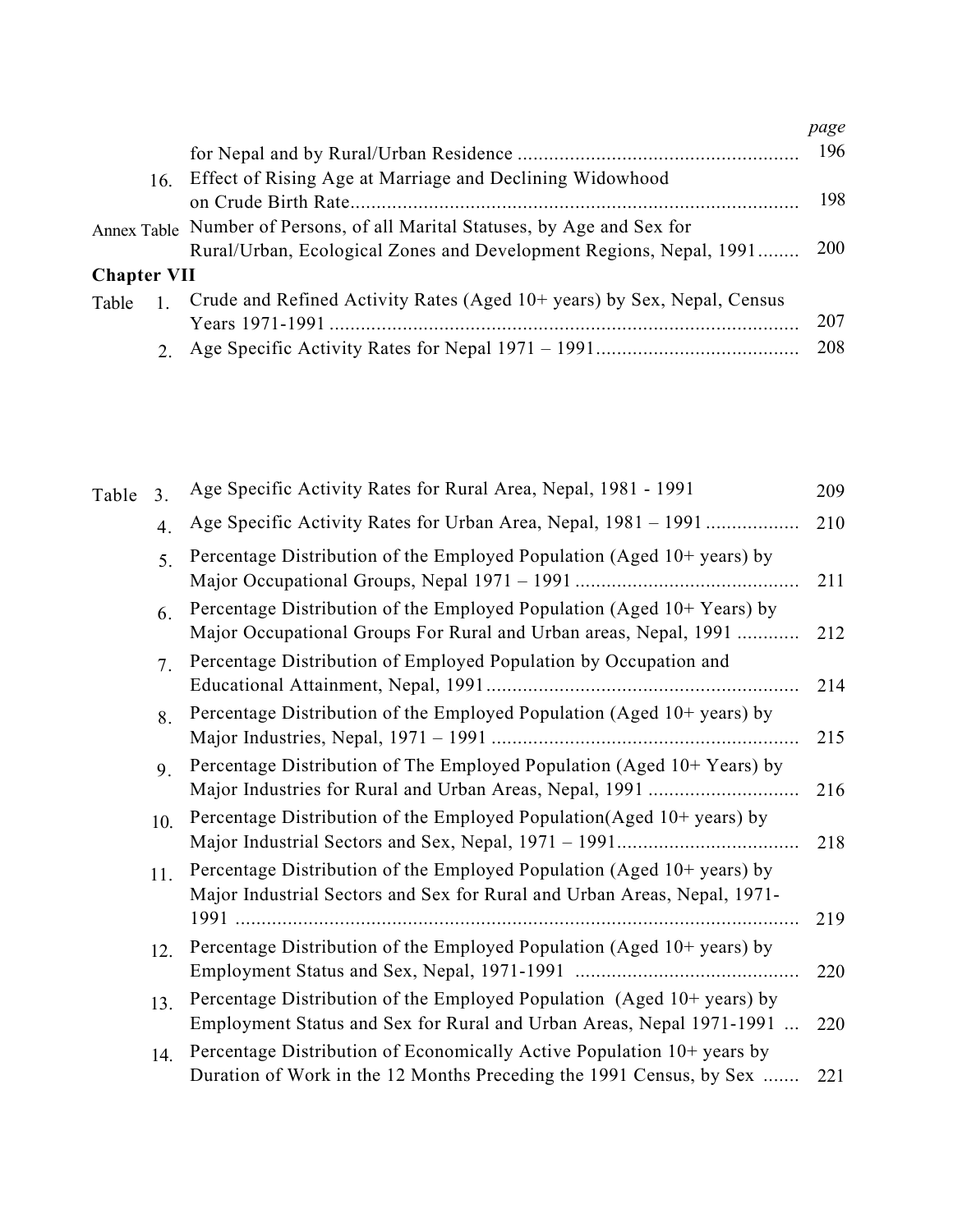| | | | *page* |
|---|---|---|---|
| | | for Nepal and by Rural/Urban Residence ..................................................... | 196 |
| | 16. | Effect of Rising Age at Marriage and Declining Widowhood on Crude Birth Rate..................................................................................... | 198 |
| Annex Table | | Number of Persons, of all Marital Statuses, by Age and Sex for Rural/Urban, Ecological Zones and Development Regions, Nepal, 1991........ | 200 |

**Chapter VII**

| | | | |
|---|---|---|---|
| Table | 1. | Crude and Refined Activity Rates (Aged 10+ years) by Sex, Nepal, Census Years 1971-1991 .......................................................................................... | 207 |
| | 2. | Age Specific Activity Rates for Nepal 1971 – 1991....................................... | 208 |
| Table | 3. | Age Specific Activity Rates for Rural Area, Nepal, 1981 - 1991 | 209 |
| | 4. | Age Specific Activity Rates for Urban Area, Nepal, 1981 – 1991 .................. | 210 |
| | 5. | Percentage Distribution of the Employed Population (Aged 10+ years) by Major Occupational Groups, Nepal 1971 – 1991 ........................................... | 211 |
| | 6. | Percentage Distribution of the Employed Population (Aged 10+ Years) by Major Occupational Groups For Rural and Urban areas, Nepal, 1991 ............ | 212 |
| | 7. | Percentage Distribution of Employed Population by Occupation and Educational Attainment, Nepal, 1991............................................................ | 214 |
| | 8. | Percentage Distribution of the Employed Population (Aged 10+ years) by Major Industries, Nepal, 1971 – 1991 ........................................................... | 215 |
| | 9. | Percentage Distribution of The Employed Population (Aged 10+ Years) by Major Industries for Rural and Urban Areas, Nepal, 1991 ............................. | 216 |
| | 10. | Percentage Distribution of the Employed Population(Aged 10+ years) by Major Industrial Sectors and Sex, Nepal, 1971 – 1991................................... | 218 |
| | 11. | Percentage Distribution of the Employed Population (Aged 10+ years) by Major Industrial Sectors and Sex for Rural and Urban Areas, Nepal, 1971-1991 ............................................................................................................ | 219 |
| | 12. | Percentage Distribution of the Employed Population (Aged 10+ years) by Employment Status and Sex, Nepal, 1971-1991 ........................................... | 220 |
| | 13. | Percentage Distribution of the Employed Population (Aged 10+ years) by Employment Status and Sex for Rural and Urban Areas, Nepal 1971-1991 ... | 220 |
| | 14. | Percentage Distribution of Economically Active Population 10+ years by Duration of Work in the 12 Months Preceding the 1991 Census, by Sex ....... | 221 |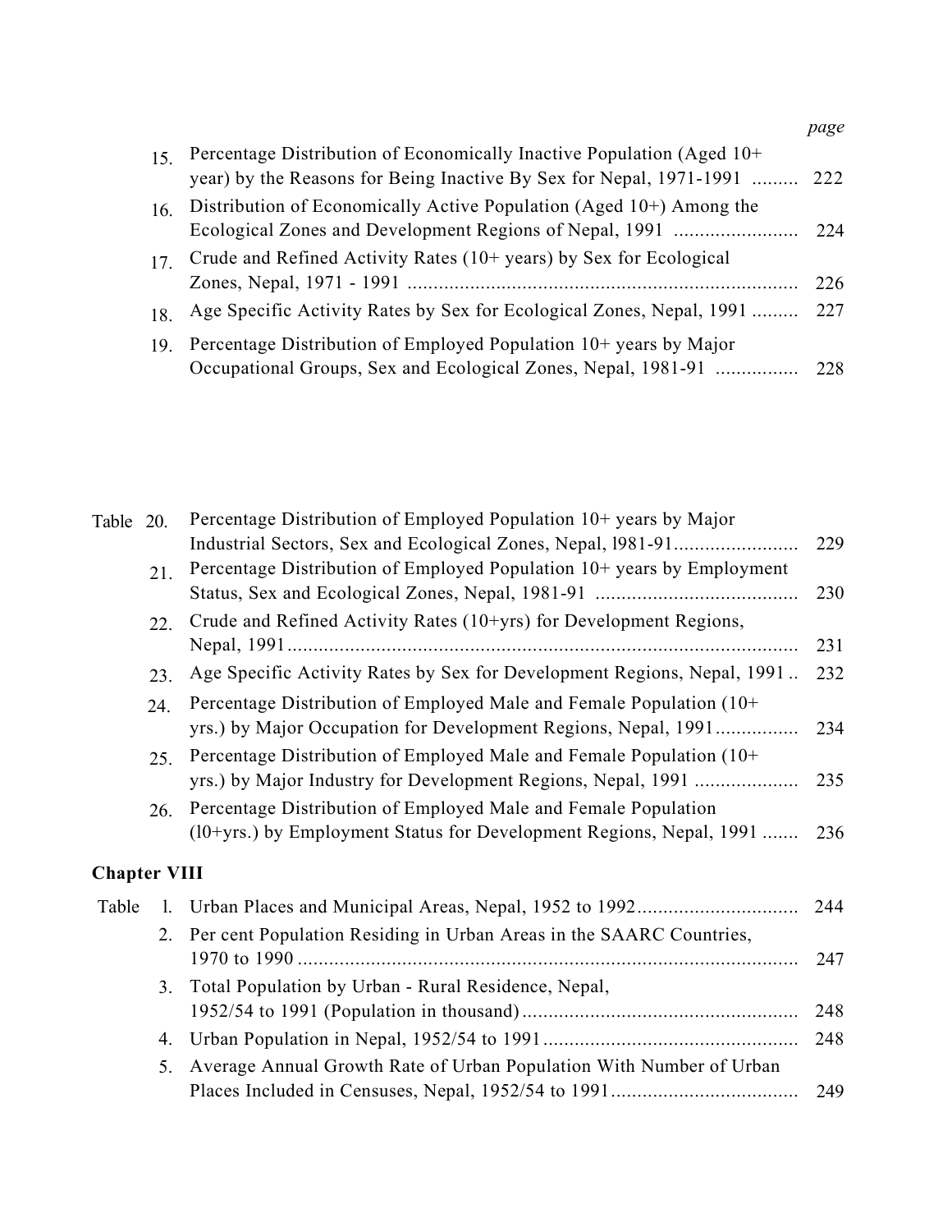| | | | *page* |
|---|---|---|---|
| | 15. | Percentage Distribution of Economically Inactive Population (Aged 10+ year) by the Reasons for Being Inactive By Sex for Nepal, 1971-1991 | 222 |
| | 16. | Distribution of Economically Active Population (Aged 10+) Among the Ecological Zones and Development Regions of Nepal, 1991 | 224 |
| | 17. | Crude and Refined Activity Rates (10+ years) by Sex for Ecological Zones, Nepal, 1971 - 1991 | 226 |
| | 18. | Age Specific Activity Rates by Sex for Ecological Zones, Nepal, 1991 | 227 |
| | 19. | Percentage Distribution of Employed Population 10+ years by Major Occupational Groups, Sex and Ecological Zones, Nepal, 1981-91 | 228 |
| Table | 20. | Percentage Distribution of Employed Population 10+ years by Major Industrial Sectors, Sex and Ecological Zones, Nepal, l981-91 | 229 |
| | 21. | Percentage Distribution of Employed Population 10+ years by Employment Status, Sex and Ecological Zones, Nepal, 1981-91 | 230 |
| | 22. | Crude and Refined Activity Rates (10+yrs) for Development Regions, Nepal, 1991 | 231 |
| | 23. | Age Specific Activity Rates by Sex for Development Regions, Nepal, 1991 | 232 |
| | 24. | Percentage Distribution of Employed Male and Female Population (10+ yrs.) by Major Occupation for Development Regions, Nepal, 1991 | 234 |
| | 25. | Percentage Distribution of Employed Male and Female Population (10+ yrs.) by Major Industry for Development Regions, Nepal, 1991 | 235 |
| | 26. | Percentage Distribution of Employed Male and Female Population (l0+yrs.) by Employment Status for Development Regions, Nepal, 1991 | 236 |

## Chapter VIII

| | | | |
|---|---|---|---|
| Table | l. | Urban Places and Municipal Areas, Nepal, 1952 to 1992 | 244 |
| | 2. | Per cent Population Residing in Urban Areas in the SAARC Countries, 1970 to 1990 | 247 |
| | 3. | Total Population by Urban - Rural Residence, Nepal, 1952/54 to 1991 (Population in thousand) | 248 |
| | 4. | Urban Population in Nepal, 1952/54 to 1991 | 248 |
| | 5. | Average Annual Growth Rate of Urban Population With Number of Urban Places Included in Censuses, Nepal, 1952/54 to 1991 | 249 |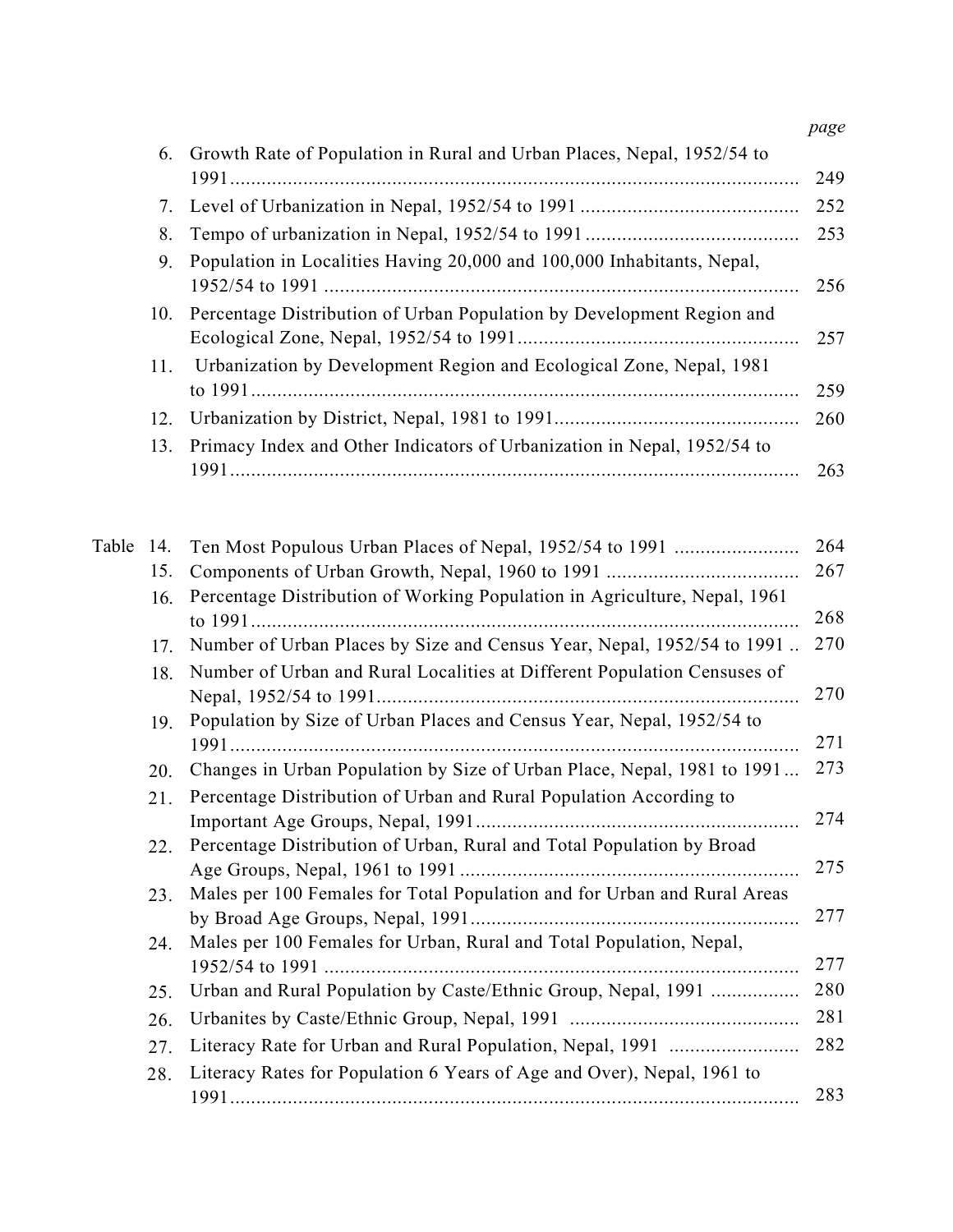| | | | page |
|---|---|---|---|
| | 6. | Growth Rate of Population in Rural and Urban Places, Nepal, 1952/54 to 1991 | 249 |
| | 7. | Level of Urbanization in Nepal, 1952/54 to 1991 | 252 |
| | 8. | Tempo of urbanization in Nepal, 1952/54 to 1991 | 253 |
| | 9. | Population in Localities Having 20,000 and 100,000 Inhabitants, Nepal, 1952/54 to 1991 | 256 |
| | 10. | Percentage Distribution of Urban Population by Development Region and Ecological Zone, Nepal, 1952/54 to 1991 | 257 |
| | 11. | Urbanization by Development Region and Ecological Zone, Nepal, 1981 to 1991 | 259 |
| | 12. | Urbanization by District, Nepal, 1981 to 1991 | 260 |
| | 13. | Primacy Index and Other Indicators of Urbanization in Nepal, 1952/54 to 1991 | 263 |
| Table | 14. | Ten Most Populous Urban Places of Nepal, 1952/54 to 1991 | 264 |
| | 15. | Components of Urban Growth, Nepal, 1960 to 1991 | 267 |
| | 16. | Percentage Distribution of Working Population in Agriculture, Nepal, 1961 to 1991 | 268 |
| | 17. | Number of Urban Places by Size and Census Year, Nepal, 1952/54 to 1991 | 270 |
| | 18. | Number of Urban and Rural Localities at Different Population Censuses of Nepal, 1952/54 to 1991 | 270 |
| | 19. | Population by Size of Urban Places and Census Year, Nepal, 1952/54 to 1991 | 271 |
| | 20. | Changes in Urban Population by Size of Urban Place, Nepal, 1981 to 1991 | 273 |
| | 21. | Percentage Distribution of Urban and Rural Population According to Important Age Groups, Nepal, 1991 | 274 |
| | 22. | Percentage Distribution of Urban, Rural and Total Population by Broad Age Groups, Nepal, 1961 to 1991 | 275 |
| | 23. | Males per 100 Females for Total Population and for Urban and Rural Areas by Broad Age Groups, Nepal, 1991 | 277 |
| | 24. | Males per 100 Females for Urban, Rural and Total Population, Nepal, 1952/54 to 1991 | 277 |
| | 25. | Urban and Rural Population by Caste/Ethnic Group, Nepal, 1991 | 280 |
| | 26. | Urbanites by Caste/Ethnic Group, Nepal, 1991 | 281 |
| | 27. | Literacy Rate for Urban and Rural Population, Nepal, 1991 | 282 |
| | 28. | Literacy Rates for Population 6 Years of Age and Over), Nepal, 1961 to 1991 | 283 |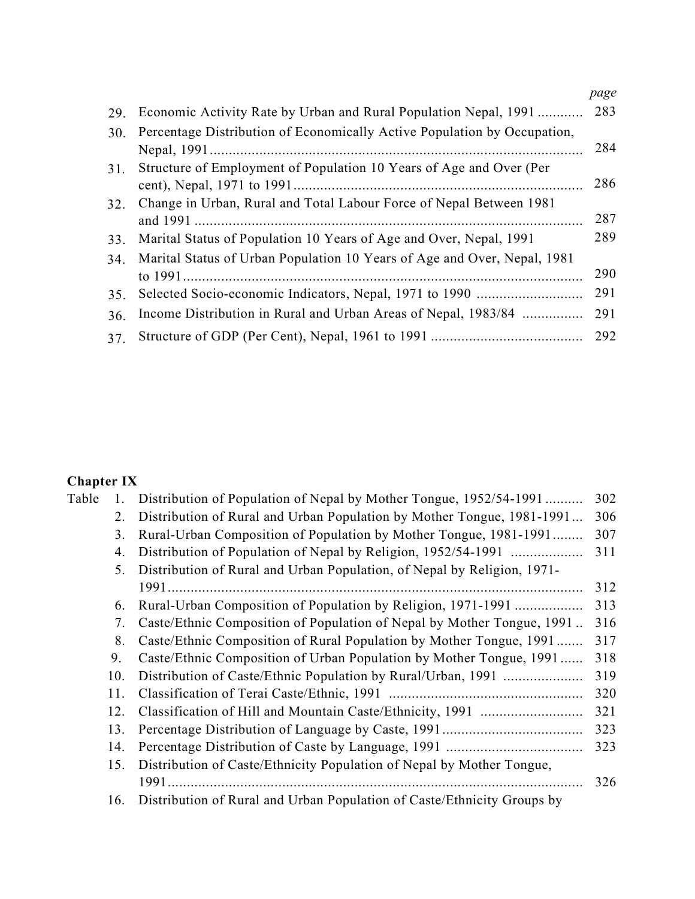| | | page |
|---|---|---|
| 29. | Economic Activity Rate by Urban and Rural Population Nepal, 1991 | 283 |
| 30. | Percentage Distribution of Economically Active Population by Occupation, Nepal, 1991 | 284 |
| 31. | Structure of Employment of Population 10 Years of Age and Over (Per cent), Nepal, 1971 to 1991 | 286 |
| 32. | Change in Urban, Rural and Total Labour Force of Nepal Between 1981 and 1991 | 287 |
| 33. | Marital Status of Population 10 Years of Age and Over, Nepal, 1991 | 289 |
| 34. | Marital Status of Urban Population 10 Years of Age and Over, Nepal, 1981 to 1991 | 290 |
| 35. | Selected Socio-economic Indicators, Nepal, 1971 to 1990 | 291 |
| 36. | Income Distribution in Rural and Urban Areas of Nepal, 1983/84 | 291 |
| 37. | Structure of GDP (Per Cent), Nepal, 1961 to 1991 | 292 |

**Chapter IX**

| Table | | | |
|---|---|---|---|
| | 1. | Distribution of Population of Nepal by Mother Tongue, 1952/54-1991 | 302 |
| | 2. | Distribution of Rural and Urban Population by Mother Tongue, 1981-1991 | 306 |
| | 3. | Rural-Urban Composition of Population by Mother Tongue, 1981-1991 | 307 |
| | 4. | Distribution of Population of Nepal by Religion, 1952/54-1991 | 311 |
| | 5. | Distribution of Rural and Urban Population, of Nepal by Religion, 1971-1991 | 312 |
| | 6. | Rural-Urban Composition of Population by Religion, 1971-1991 | 313 |
| | 7. | Caste/Ethnic Composition of Population of Nepal by Mother Tongue, 1991 | 316 |
| | 8. | Caste/Ethnic Composition of Rural Population by Mother Tongue, 1991 | 317 |
| | 9. | Caste/Ethnic Composition of Urban Population by Mother Tongue, 1991 | 318 |
| | 10. | Distribution of Caste/Ethnic Population by Rural/Urban, 1991 | 319 |
| | 11. | Classification of Terai Caste/Ethnic, 1991 | 320 |
| | 12. | Classification of Hill and Mountain Caste/Ethnicity, 1991 | 321 |
| | 13. | Percentage Distribution of Language by Caste, 1991 | 323 |
| | 14. | Percentage Distribution of Caste by Language, 1991 | 323 |
| | 15. | Distribution of Caste/Ethnicity Population of Nepal by Mother Tongue, 1991 | 326 |
| | 16. | Distribution of Rural and Urban Population of Caste/Ethnicity Groups by | |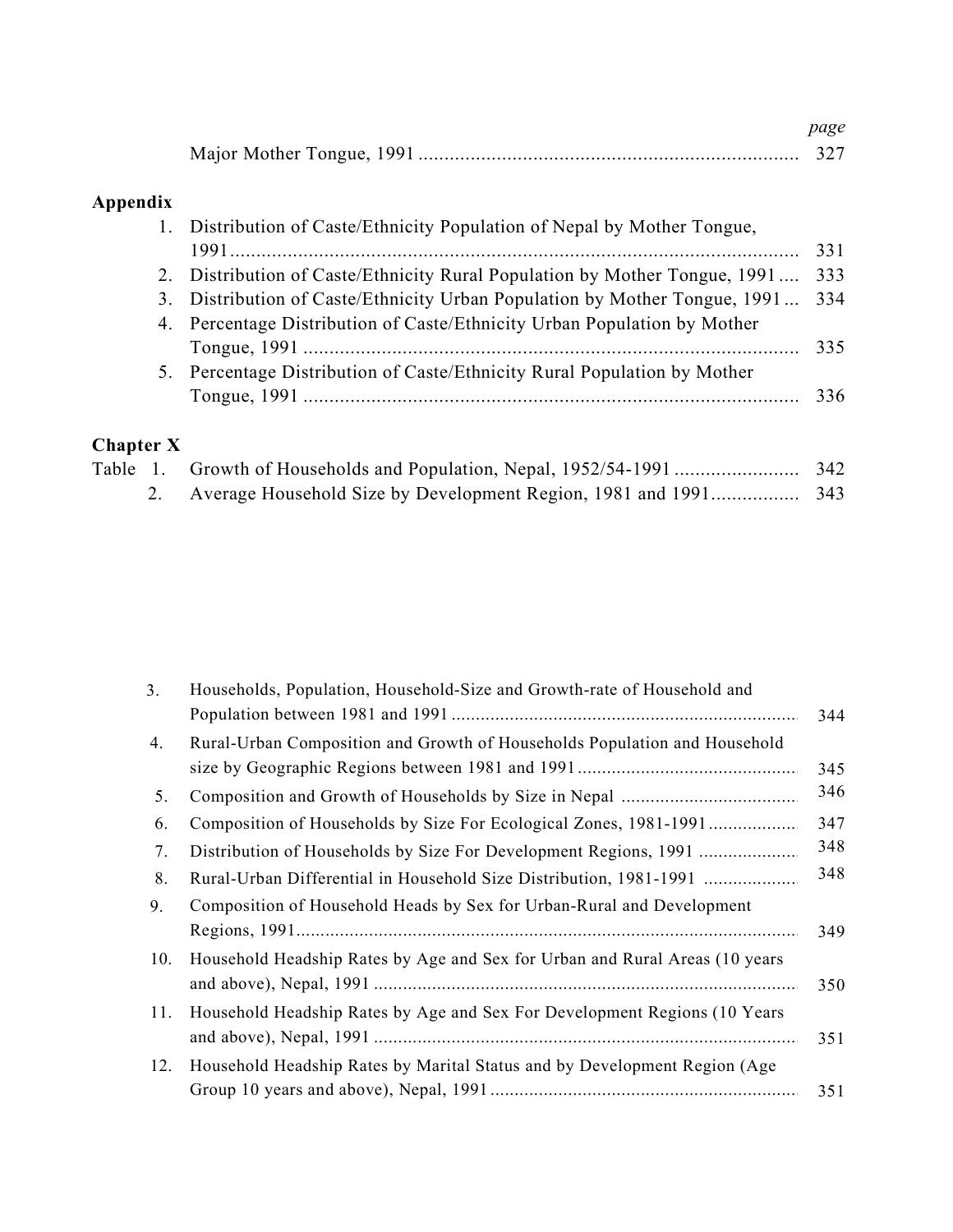| | | page |
|---|---|---|
| | Major Mother Tongue, 1991 | 327 |

**Appendix**

| | | |
|---|---|---|
| 1. | Distribution of Caste/Ethnicity Population of Nepal by Mother Tongue, 1991 | 331 |
| 2. | Distribution of Caste/Ethnicity Rural Population by Mother Tongue, 1991 | 333 |
| 3. | Distribution of Caste/Ethnicity Urban Population by Mother Tongue, 1991 | 334 |
| 4. | Percentage Distribution of Caste/Ethnicity Urban Population by Mother Tongue, 1991 | 335 |
| 5. | Percentage Distribution of Caste/Ethnicity Rural Population by Mother Tongue, 1991 | 336 |

**Chapter X**

| | | |
|---|---|---|
| Table 1. | Growth of Households and Population, Nepal, 1952/54-1991 | 342 |
| 2. | Average Household Size by Development Region, 1981 and 1991 | 343 |
| 3. | Households, Population, Household-Size and Growth-rate of Household and Population between 1981 and 1991 | 344 |
| 4. | Rural-Urban Composition and Growth of Households Population and Household size by Geographic Regions between 1981 and 1991 | 345 |
| 5. | Composition and Growth of Households by Size in Nepal | 346 |
| 6. | Composition of Households by Size For Ecological Zones, 1981-1991 | 347 |
| 7. | Distribution of Households by Size For Development Regions, 1991 | 348 |
| 8. | Rural-Urban Differential in Household Size Distribution, 1981-1991 | 348 |
| 9. | Composition of Household Heads by Sex for Urban-Rural and Development Regions, 1991 | 349 |
| 10. | Household Headship Rates by Age and Sex for Urban and Rural Areas (10 years and above), Nepal, 1991 | 350 |
| 11. | Household Headship Rates by Age and Sex For Development Regions (10 Years and above), Nepal, 1991 | 351 |
| 12. | Household Headship Rates by Marital Status and by Development Region (Age Group 10 years and above), Nepal, 1991 | 351 |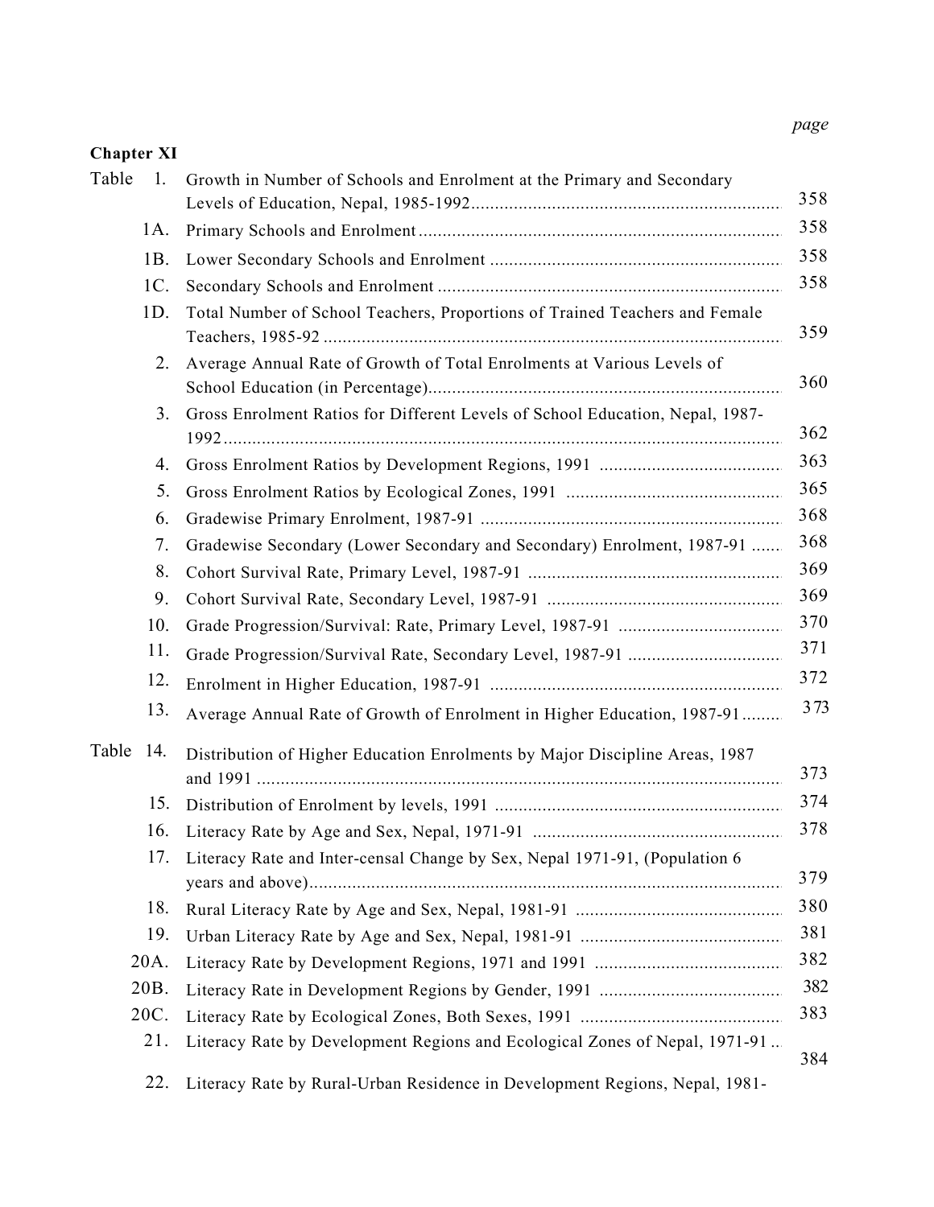*page*

**Chapter XI**

| | | |
|---|---|---|
| Table 1. | Growth in Number of Schools and Enrolment at the Primary and Secondary Levels of Education, Nepal, 1985-1992 | 358 |
| 1A. | Primary Schools and Enrolment | 358 |
| 1B. | Lower Secondary Schools and Enrolment | 358 |
| 1C. | Secondary Schools and Enrolment | 358 |
| 1D. | Total Number of School Teachers, Proportions of Trained Teachers and Female Teachers, 1985-92 | 359 |
| 2. | Average Annual Rate of Growth of Total Enrolments at Various Levels of School Education (in Percentage) | 360 |
| 3. | Gross Enrolment Ratios for Different Levels of School Education, Nepal, 1987-1992 | 362 |
| 4. | Gross Enrolment Ratios by Development Regions, 1991 | 363 |
| 5. | Gross Enrolment Ratios by Ecological Zones, 1991 | 365 |
| 6. | Gradewise Primary Enrolment, 1987-91 | 368 |
| 7. | Gradewise Secondary (Lower Secondary and Secondary) Enrolment, 1987-91 | 368 |
| 8. | Cohort Survival Rate, Primary Level, 1987-91 | 369 |
| 9. | Cohort Survival Rate, Secondary Level, 1987-91 | 369 |
| 10. | Grade Progression/Survival: Rate, Primary Level, 1987-91 | 370 |
| 11. | Grade Progression/Survival Rate, Secondary Level, 1987-91 | 371 |
| 12. | Enrolment in Higher Education, 1987-91 | 372 |
| 13. | Average Annual Rate of Growth of Enrolment in Higher Education, 1987-91 | 373 |
| Table 14. | Distribution of Higher Education Enrolments by Major Discipline Areas, 1987 and 1991 | 373 |
| 15. | Distribution of Enrolment by levels, 1991 | 374 |
| 16. | Literacy Rate by Age and Sex, Nepal, 1971-91 | 378 |
| 17. | Literacy Rate and Inter-censal Change by Sex, Nepal 1971-91, (Population 6 years and above) | 379 |
| 18. | Rural Literacy Rate by Age and Sex, Nepal, 1981-91 | 380 |
| 19. | Urban Literacy Rate by Age and Sex, Nepal, 1981-91 | 381 |
| 20A. | Literacy Rate by Development Regions, 1971 and 1991 | 382 |
| 20B. | Literacy Rate in Development Regions by Gender, 1991 | 382 |
| 20C. | Literacy Rate by Ecological Zones, Both Sexes, 1991 | 383 |
| 21. | Literacy Rate by Development Regions and Ecological Zones of Nepal, 1971-91 | 384 |
| 22. | Literacy Rate by Rural-Urban Residence in Development Regions, Nepal, 1981- | |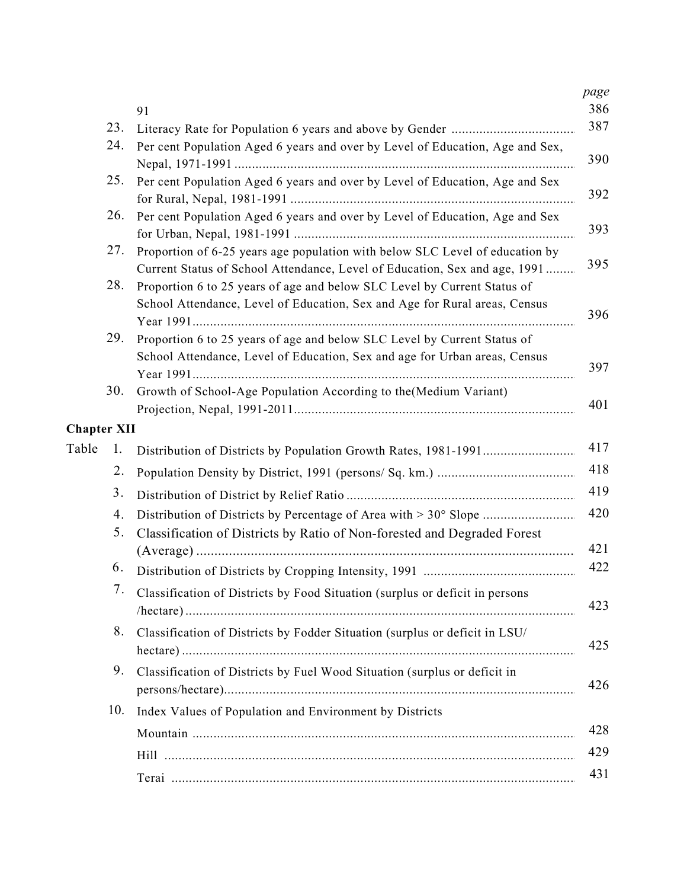| | | | *page* |
|---|---|---|---|
| | | 91 | 386 |
| | 23. | Literacy Rate for Population 6 years and above by Gender | 387 |
| | 24. | Per cent Population Aged 6 years and over by Level of Education, Age and Sex, Nepal, 1971-1991 | 390 |
| | 25. | Per cent Population Aged 6 years and over by Level of Education, Age and Sex for Rural, Nepal, 1981-1991 | 392 |
| | 26. | Per cent Population Aged 6 years and over by Level of Education, Age and Sex for Urban, Nepal, 1981-1991 | 393 |
| | 27. | Proportion of 6-25 years age population with below SLC Level of education by Current Status of School Attendance, Level of Education, Sex and age, 1991 | 395 |
| | 28. | Proportion 6 to 25 years of age and below SLC Level by Current Status of School Attendance, Level of Education, Sex and Age for Rural areas, Census Year 1991 | 396 |
| | 29. | Proportion 6 to 25 years of age and below SLC Level by Current Status of School Attendance, Level of Education, Sex and age for Urban areas, Census Year 1991 | 397 |
| | 30. | Growth of School-Age Population According to the(Medium Variant) Projection, Nepal, 1991-2011 | 401 |

**Chapter XII**

| | | | |
|---|---|---|---|
| Table | 1. | Distribution of Districts by Population Growth Rates, 1981-1991 | 417 |
| | 2. | Population Density by District, 1991 (persons/ Sq. km.) | 418 |
| | 3. | Distribution of District by Relief Ratio | 419 |
| | 4. | Distribution of Districts by Percentage of Area with > 30° Slope | 420 |
| | 5. | Classification of Districts by Ratio of Non-forested and Degraded Forest (Average) | 421 |
| | 6. | Distribution of Districts by Cropping Intensity, 1991 | 422 |
| | 7. | Classification of Districts by Food Situation (surplus or deficit in persons /hectare) | 423 |
| | 8. | Classification of Districts by Fodder Situation (surplus or deficit in LSU/ hectare) | 425 |
| | 9. | Classification of Districts by Fuel Wood Situation (surplus or deficit in persons/hectare) | 426 |
| | 10. | Index Values of Population and Environment by Districts | |
| | | Mountain | 428 |
| | | Hill | 429 |
| | | Terai | 431 |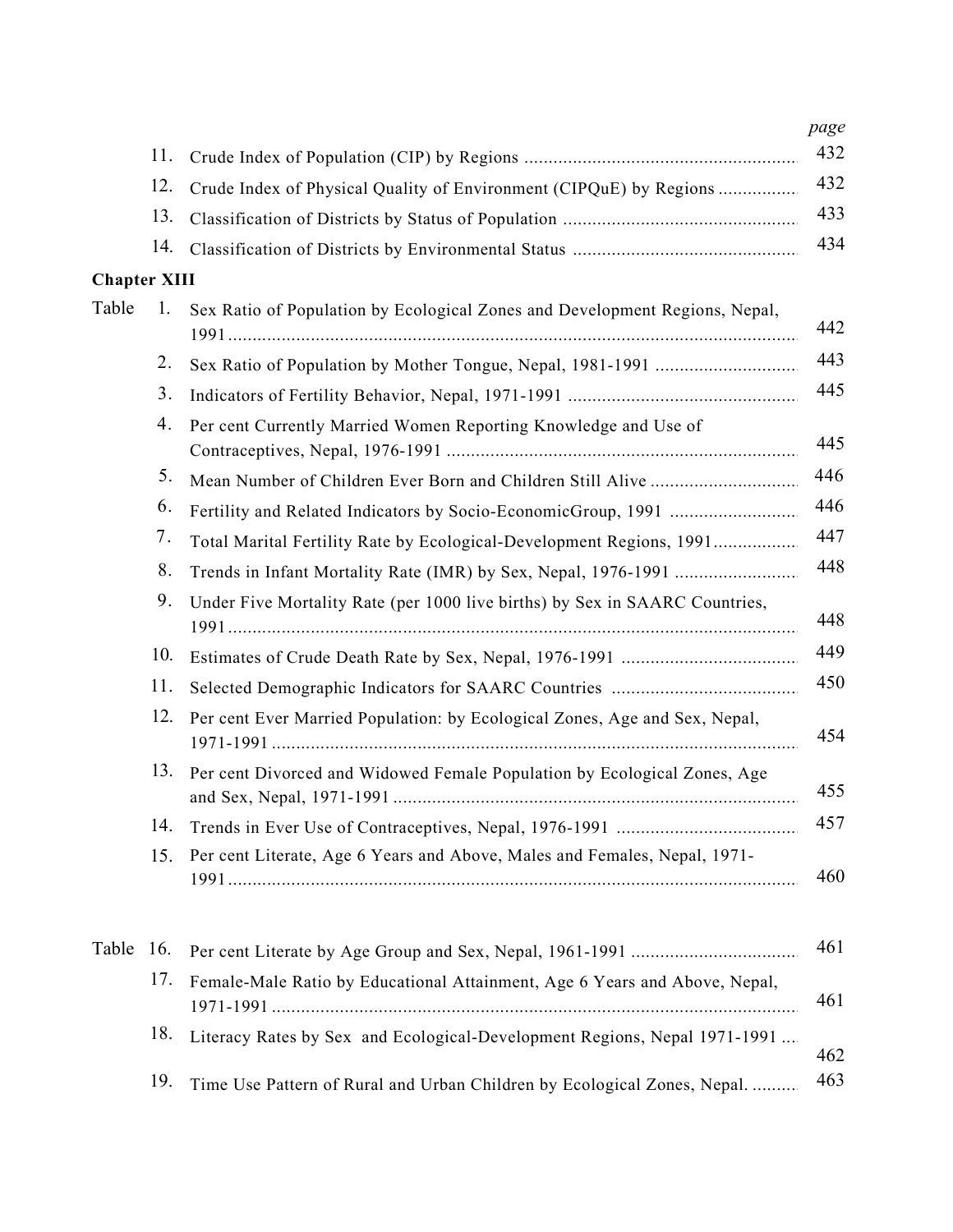| | | | page |
|---|---|---|---|
| | 11. | Crude Index of Population (CIP) by Regions | 432 |
| | 12. | Crude Index of Physical Quality of Environment (CIPQuE) by Regions | 432 |
| | 13. | Classification of Districts by Status of Population | 433 |
| | 14. | Classification of Districts by Environmental Status | 434 |

**Chapter XIII**

| | | | |
|---|---|---|---|
| Table | 1. | Sex Ratio of Population by Ecological Zones and Development Regions, Nepal, 1991 | 442 |
| | 2. | Sex Ratio of Population by Mother Tongue, Nepal, 1981-1991 | 443 |
| | 3. | Indicators of Fertility Behavior, Nepal, 1971-1991 | 445 |
| | 4. | Per cent Currently Married Women Reporting Knowledge and Use of Contraceptives, Nepal, 1976-1991 | 445 |
| | 5. | Mean Number of Children Ever Born and Children Still Alive | 446 |
| | 6. | Fertility and Related Indicators by Socio-EconomicGroup, 1991 | 446 |
| | 7. | Total Marital Fertility Rate by Ecological-Development Regions, 1991 | 447 |
| | 8. | Trends in Infant Mortality Rate (IMR) by Sex, Nepal, 1976-1991 | 448 |
| | 9. | Under Five Mortality Rate (per 1000 live births) by Sex in SAARC Countries, 1991 | 448 |
| | 10. | Estimates of Crude Death Rate by Sex, Nepal, 1976-1991 | 449 |
| | 11. | Selected Demographic Indicators for SAARC Countries | 450 |
| | 12. | Per cent Ever Married Population: by Ecological Zones, Age and Sex, Nepal, 1971-1991 | 454 |
| | 13. | Per cent Divorced and Widowed Female Population by Ecological Zones, Age and Sex, Nepal, 1971-1991 | 455 |
| | 14. | Trends in Ever Use of Contraceptives, Nepal, 1976-1991 | 457 |
| | 15. | Per cent Literate, Age 6 Years and Above, Males and Females, Nepal, 1971-1991 | 460 |
| Table | 16. | Per cent Literate by Age Group and Sex, Nepal, 1961-1991 | 461 |
| | 17. | Female-Male Ratio by Educational Attainment, Age 6 Years and Above, Nepal, 1971-1991 | 461 |
| | 18. | Literacy Rates by Sex and Ecological-Development Regions, Nepal 1971-1991 | 462 |
| | 19. | Time Use Pattern of Rural and Urban Children by Ecological Zones, Nepal. | 463 |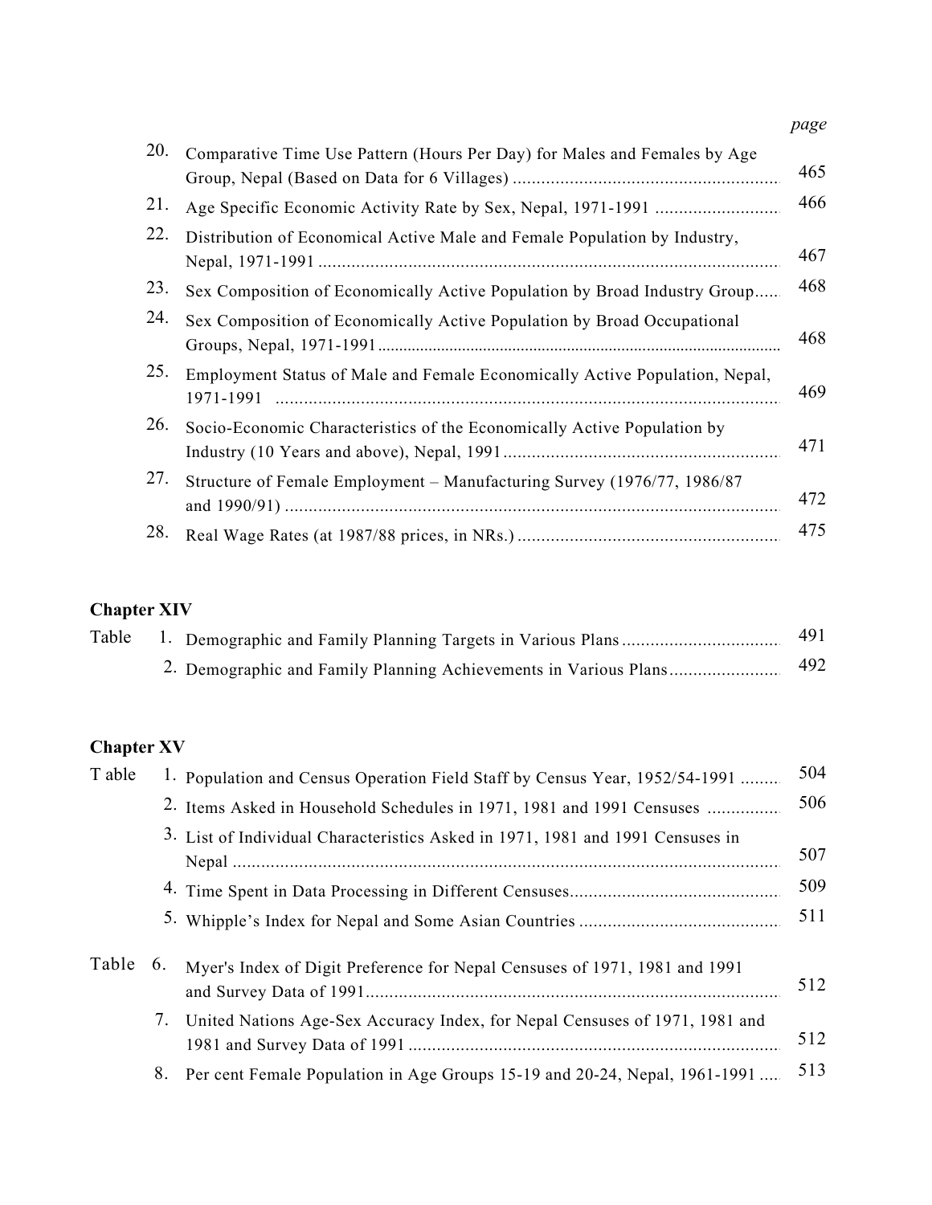*page*

| | | |
|---|---|---|
| 20. | Comparative Time Use Pattern (Hours Per Day) for Males and Females by Age Group, Nepal (Based on Data for 6 Villages) | 465 |
| 21. | Age Specific Economic Activity Rate by Sex, Nepal, 1971-1991 | 466 |
| 22. | Distribution of Economical Active Male and Female Population by Industry, Nepal, 1971-1991 | 467 |
| 23. | Sex Composition of Economically Active Population by Broad Industry Group | 468 |
| 24. | Sex Composition of Economically Active Population by Broad Occupational Groups, Nepal, 1971-1991 | 468 |
| 25. | Employment Status of Male and Female Economically Active Population, Nepal, 1971-1991 | 469 |
| 26. | Socio-Economic Characteristics of the Economically Active Population by Industry (10 Years and above), Nepal, 1991 | 471 |
| 27. | Structure of Female Employment – Manufacturing Survey (1976/77, 1986/87 and 1990/91) | 472 |
| 28. | Real Wage Rates (at 1987/88 prices, in NRs.) | 475 |

**Chapter XIV**

| | | | |
|---|---|---|---|
| Table | 1. | Demographic and Family Planning Targets in Various Plans | 491 |
| | 2. | Demographic and Family Planning Achievements in Various Plans | 492 |

**Chapter XV**

| | | | |
|---|---|---|---|
| T able | 1. | Population and Census Operation Field Staff by Census Year, 1952/54-1991 | 504 |
| | 2. | Items Asked in Household Schedules in 1971, 1981 and 1991 Censuses | 506 |
| | 3. | List of Individual Characteristics Asked in 1971, 1981 and 1991 Censuses in Nepal | 507 |
| | 4. | Time Spent in Data Processing in Different Censuses | 509 |
| | 5. | Whipple's Index for Nepal and Some Asian Countries | 511 |
| Table | 6. | Myer's Index of Digit Preference for Nepal Censuses of 1971, 1981 and 1991 and Survey Data of 1991 | 512 |
| | 7. | United Nations Age-Sex Accuracy Index, for Nepal Censuses of 1971, 1981 and 1981 and Survey Data of 1991 | 512 |
| | 8. | Per cent Female Population in Age Groups 15-19 and 20-24, Nepal, 1961-1991 | 513 |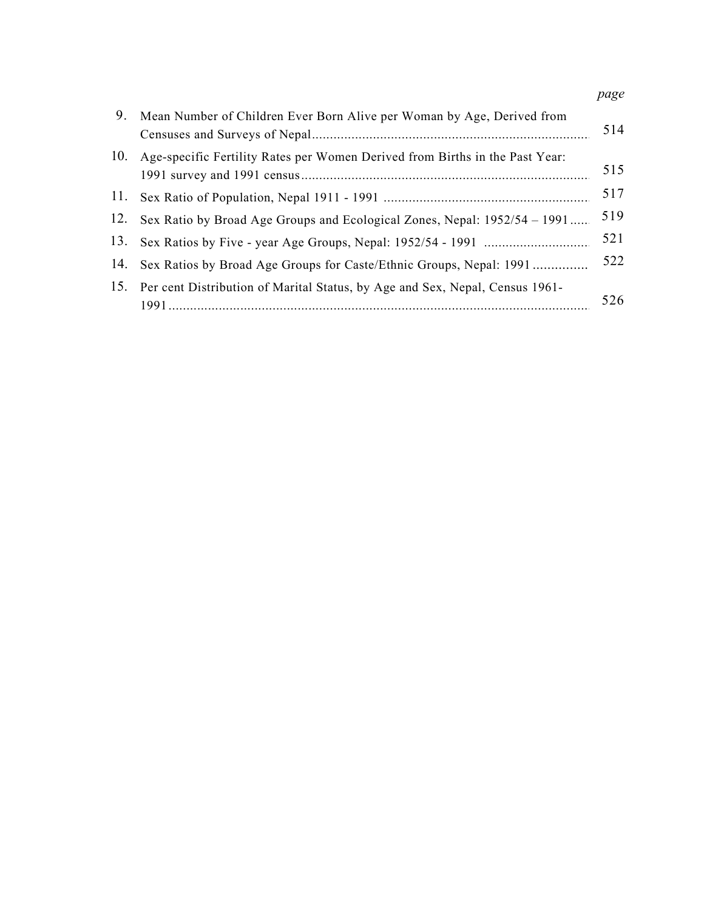*page*

9. Mean Number of Children Ever Born Alive per Woman by Age, Derived from Censuses and Surveys of Nepal ........ 514
10. Age-specific Fertility Rates per Women Derived from Births in the Past Year: 1991 survey and 1991 census ........ 515
11. Sex Ratio of Population, Nepal 1911 - 1991 ........ 517
12. Sex Ratio by Broad Age Groups and Ecological Zones, Nepal: 1952/54 – 1991 ........ 519
13. Sex Ratios by Five - year Age Groups, Nepal: 1952/54 - 1991 ........ 521
14. Sex Ratios by Broad Age Groups for Caste/Ethnic Groups, Nepal: 1991 ........ 522
15. Per cent Distribution of Marital Status, by Age and Sex, Nepal, Census 1961-1991 ........ 526